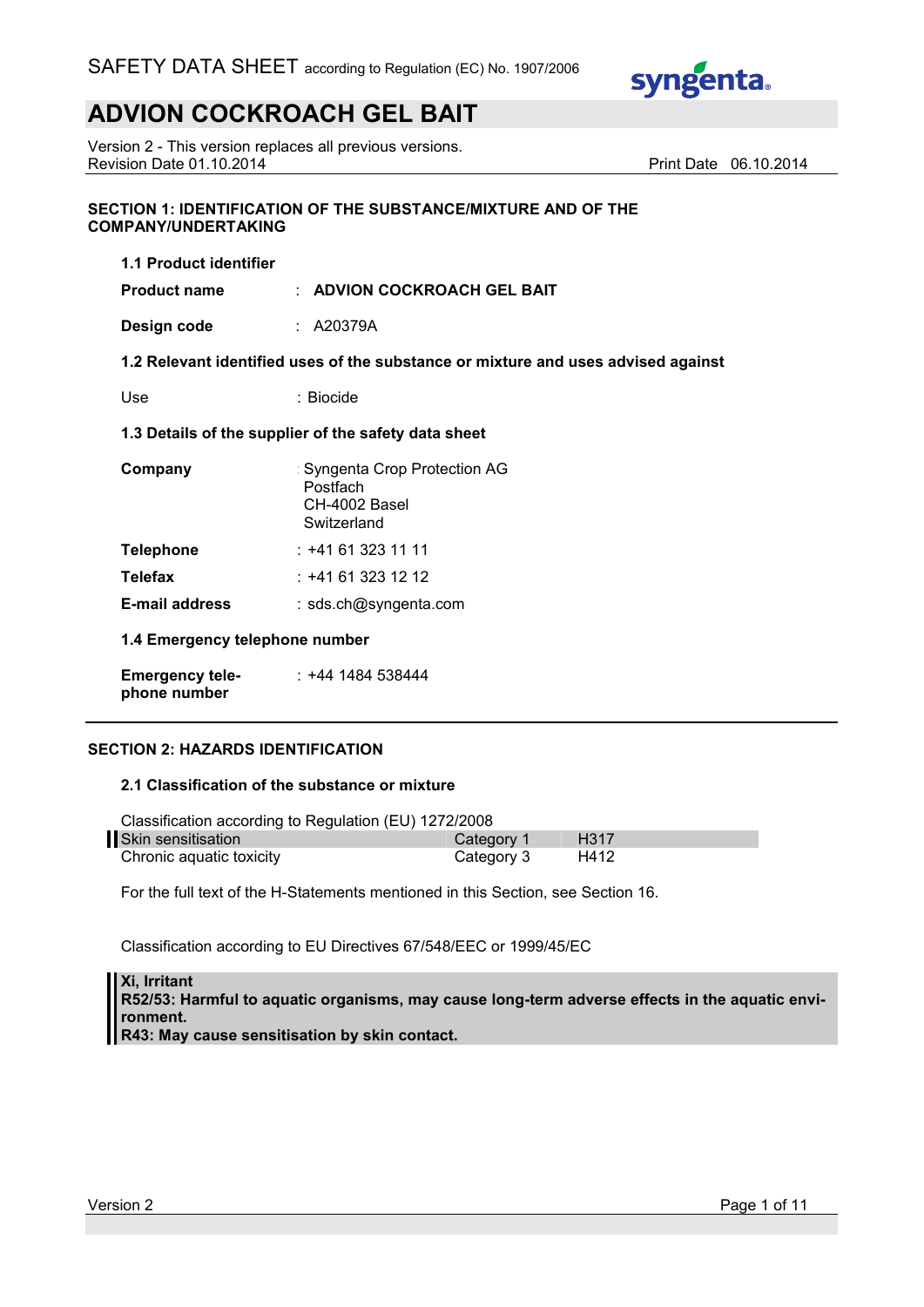SAFETY DATA SHEET according to Regulation (EC) No. 1907/2006

# ADVION COCKROACH GEL BAIT

Version 2 - This version replaces all previous versions.
Revision Date 01.10.2014 Print Date 06.10.2014

## SECTION 1: IDENTIFICATION OF THE SUBSTANCE/MIXTURE AND OF THE COMPANY/UNDERTAKING

### 1.1 Product identifier

**Product name** : **ADVION COCKROACH GEL BAIT**

**Design code** : A20379A

### 1.2 Relevant identified uses of the substance or mixture and uses advised against

Use : Biocide

### 1.3 Details of the supplier of the safety data sheet

**Company** : Syngenta Crop Protection AG
Postfach
CH-4002 Basel
Switzerland

**Telephone** : +41 61 323 11 11

**Telefax** : +41 61 323 12 12

**E-mail address** : sds.ch@syngenta.com

### 1.4 Emergency telephone number

**Emergency telephone number** : +44 1484 538444

## SECTION 2: HAZARDS IDENTIFICATION

### 2.1 Classification of the substance or mixture

Classification according to Regulation (EU) 1272/2008

| | | |
|---|---|---|
| Skin sensitisation | Category 1 | H317 |
| Chronic aquatic toxicity | Category 3 | H412 |

For the full text of the H-Statements mentioned in this Section, see Section 16.

Classification according to EU Directives 67/548/EEC or 1999/45/EC

**Xi, Irritant**
**R52/53: Harmful to aquatic organisms, may cause long-term adverse effects in the aquatic environment.**
**R43: May cause sensitisation by skin contact.**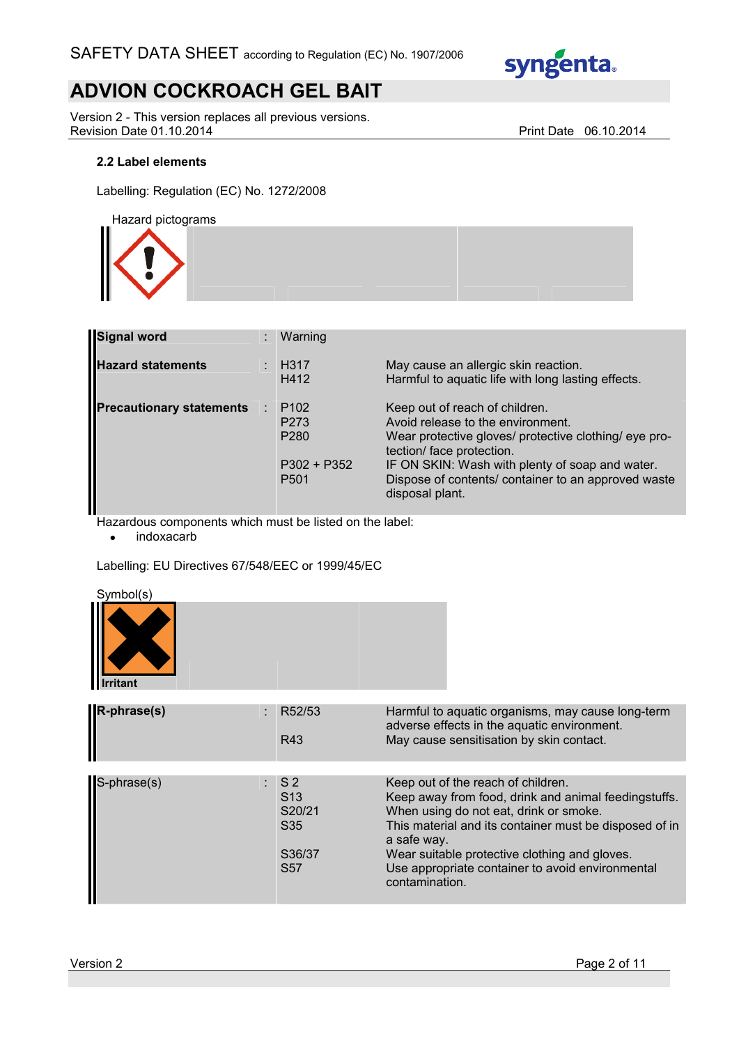### 2.2 Label elements

Labelling: Regulation (EC) No. 1272/2008

Hazard pictograms

| | | |
|---|---|---|
| **Signal word** | : | Warning | |
| **Hazard statements** | : | H317<br>H412 | May cause an allergic skin reaction.<br>Harmful to aquatic life with long lasting effects. |
| **Precautionary statements** | : | P102<br>P273<br>P280<br><br>P302 + P352<br>P501 | Keep out of reach of children.<br>Avoid release to the environment.<br>Wear protective gloves/ protective clothing/ eye protection/ face protection.<br>IF ON SKIN: Wash with plenty of soap and water.<br>Dispose of contents/ container to an approved waste disposal plant. |

Hazardous components which must be listed on the label:

- indoxacarb

Labelling: EU Directives 67/548/EEC or 1999/45/EC

Symbol(s)

Irritant

| | | | |
|---|---|---|---|
| **R-phrase(s)** | : | R52/53<br><br>R43 | Harmful to aquatic organisms, may cause long-term adverse effects in the aquatic environment.<br>May cause sensitisation by skin contact. |

| | | | |
|---|---|---|---|
| S-phrase(s) | : | S 2<br>S13<br>S20/21<br>S35<br><br>S36/37<br>S57 | Keep out of the reach of children.<br>Keep away from food, drink and animal feedingstuffs.<br>When using do not eat, drink or smoke.<br>This material and its container must be disposed of in a safe way.<br>Wear suitable protective clothing and gloves.<br>Use appropriate container to avoid environmental contamination. |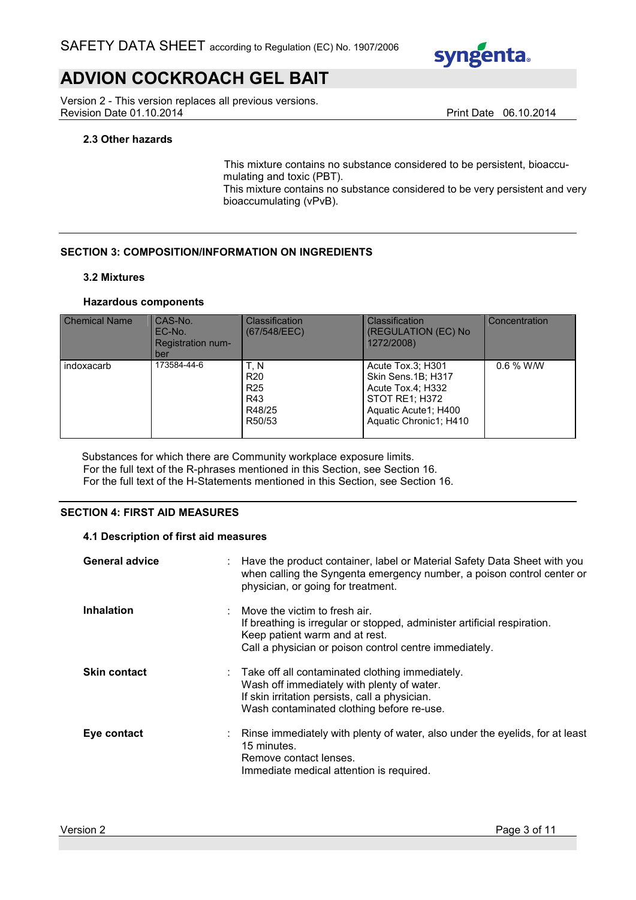### 2.3 Other hazards

This mixture contains no substance considered to be persistent, bioaccumulating and toxic (PBT).
This mixture contains no substance considered to be very persistent and very bioaccumulating (vPvB).

## SECTION 3: COMPOSITION/INFORMATION ON INGREDIENTS

### 3.2 Mixtures

**Hazardous components**

| Chemical Name | CAS-No.<br>EC-No.<br>Registration number | Classification (67/548/EEC) | Classification (REGULATION (EC) No 1272/2008) | Concentration |
|---|---|---|---|---|
| indoxacarb | 173584-44-6 | T, N<br>R20<br>R25<br>R43<br>R48/25<br>R50/53 | Acute Tox.3; H301<br>Skin Sens.1B; H317<br>Acute Tox.4; H332<br>STOT RE1; H372<br>Aquatic Acute1; H400<br>Aquatic Chronic1; H410 | 0.6 % W/W |

Substances for which there are Community workplace exposure limits.
For the full text of the R-phrases mentioned in this Section, see Section 16.
For the full text of the H-Statements mentioned in this Section, see Section 16.

## SECTION 4: FIRST AID MEASURES

### 4.1 Description of first aid measures

**General advice** : Have the product container, label or Material Safety Data Sheet with you when calling the Syngenta emergency number, a poison control center or physician, or going for treatment.

**Inhalation** : Move the victim to fresh air.
If breathing is irregular or stopped, administer artificial respiration.
Keep patient warm and at rest.
Call a physician or poison control centre immediately.

**Skin contact** : Take off all contaminated clothing immediately.
Wash off immediately with plenty of water.
If skin irritation persists, call a physician.
Wash contaminated clothing before re-use.

**Eye contact** : Rinse immediately with plenty of water, also under the eyelids, for at least 15 minutes.
Remove contact lenses.
Immediate medical attention is required.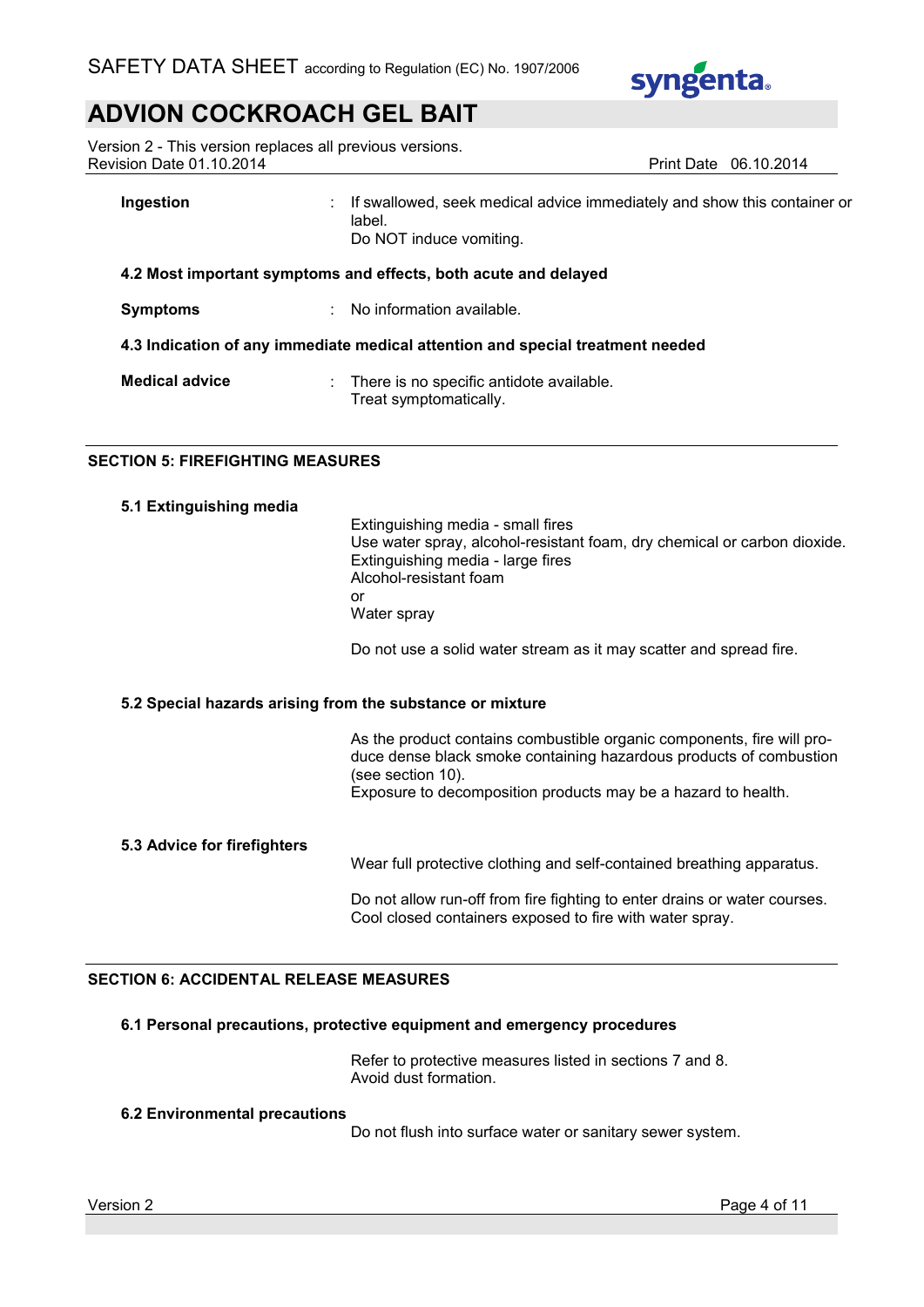**Ingestion** : If swallowed, seek medical advice immediately and show this container or label.
Do NOT induce vomiting.

**4.2 Most important symptoms and effects, both acute and delayed**

**Symptoms** : No information available.

**4.3 Indication of any immediate medical attention and special treatment needed**

**Medical advice** : There is no specific antidote available.
Treat symptomatically.

## SECTION 5: FIREFIGHTING MEASURES

**5.1 Extinguishing media**

Extinguishing media - small fires
Use water spray, alcohol-resistant foam, dry chemical or carbon dioxide.
Extinguishing media - large fires
Alcohol-resistant foam
or
Water spray

Do not use a solid water stream as it may scatter and spread fire.

**5.2 Special hazards arising from the substance or mixture**

As the product contains combustible organic components, fire will produce dense black smoke containing hazardous products of combustion (see section 10).
Exposure to decomposition products may be a hazard to health.

**5.3 Advice for firefighters**

Wear full protective clothing and self-contained breathing apparatus.

Do not allow run-off from fire fighting to enter drains or water courses.
Cool closed containers exposed to fire with water spray.

## SECTION 6: ACCIDENTAL RELEASE MEASURES

**6.1 Personal precautions, protective equipment and emergency procedures**

Refer to protective measures listed in sections 7 and 8.
Avoid dust formation.

**6.2 Environmental precautions**

Do not flush into surface water or sanitary sewer system.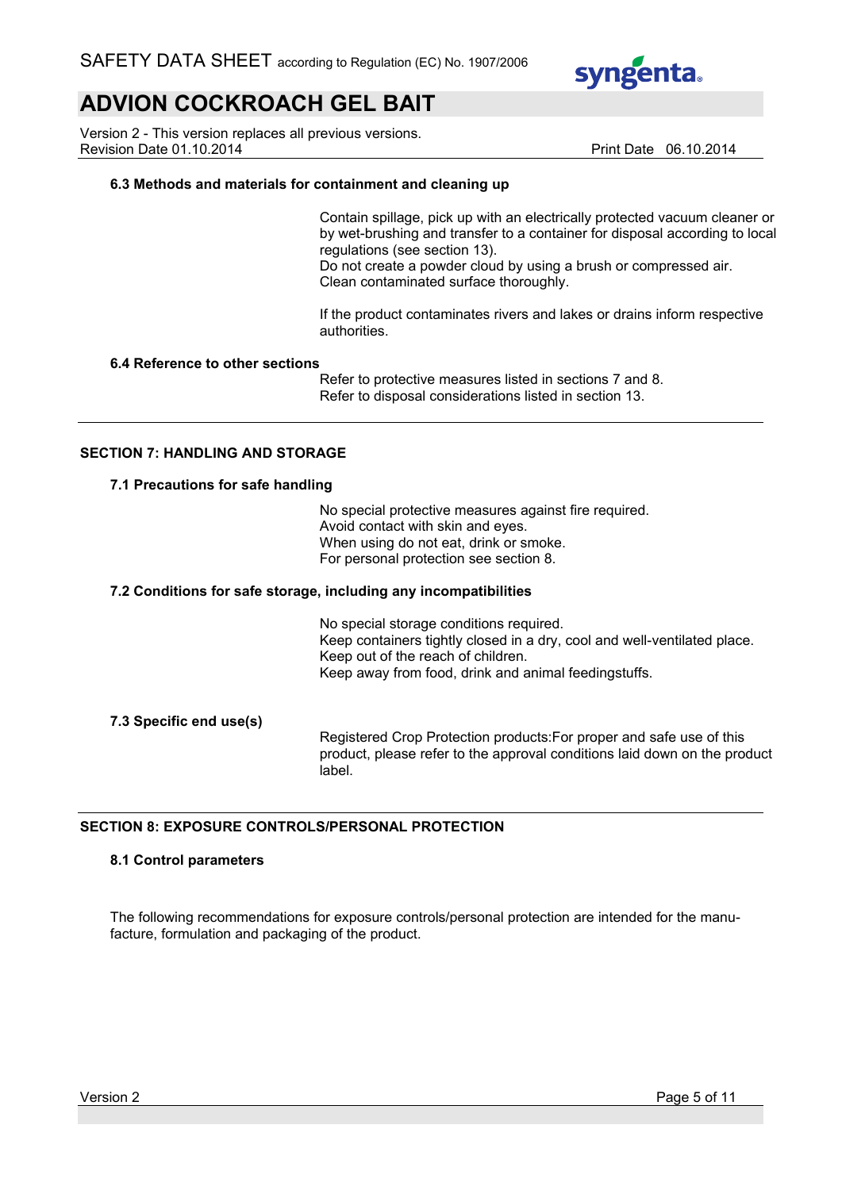### 6.3 Methods and materials for containment and cleaning up

Contain spillage, pick up with an electrically protected vacuum cleaner or by wet-brushing and transfer to a container for disposal according to local regulations (see section 13).
Do not create a powder cloud by using a brush or compressed air.
Clean contaminated surface thoroughly.

If the product contaminates rivers and lakes or drains inform respective authorities.

### 6.4 Reference to other sections

Refer to protective measures listed in sections 7 and 8.
Refer to disposal considerations listed in section 13.

## SECTION 7: HANDLING AND STORAGE

### 7.1 Precautions for safe handling

No special protective measures against fire required.
Avoid contact with skin and eyes.
When using do not eat, drink or smoke.
For personal protection see section 8.

### 7.2 Conditions for safe storage, including any incompatibilities

No special storage conditions required.
Keep containers tightly closed in a dry, cool and well-ventilated place.
Keep out of the reach of children.
Keep away from food, drink and animal feedingstuffs.

### 7.3 Specific end use(s)

Registered Crop Protection products:For proper and safe use of this product, please refer to the approval conditions laid down on the product label.

## SECTION 8: EXPOSURE CONTROLS/PERSONAL PROTECTION

### 8.1 Control parameters

The following recommendations for exposure controls/personal protection are intended for the manufacture, formulation and packaging of the product.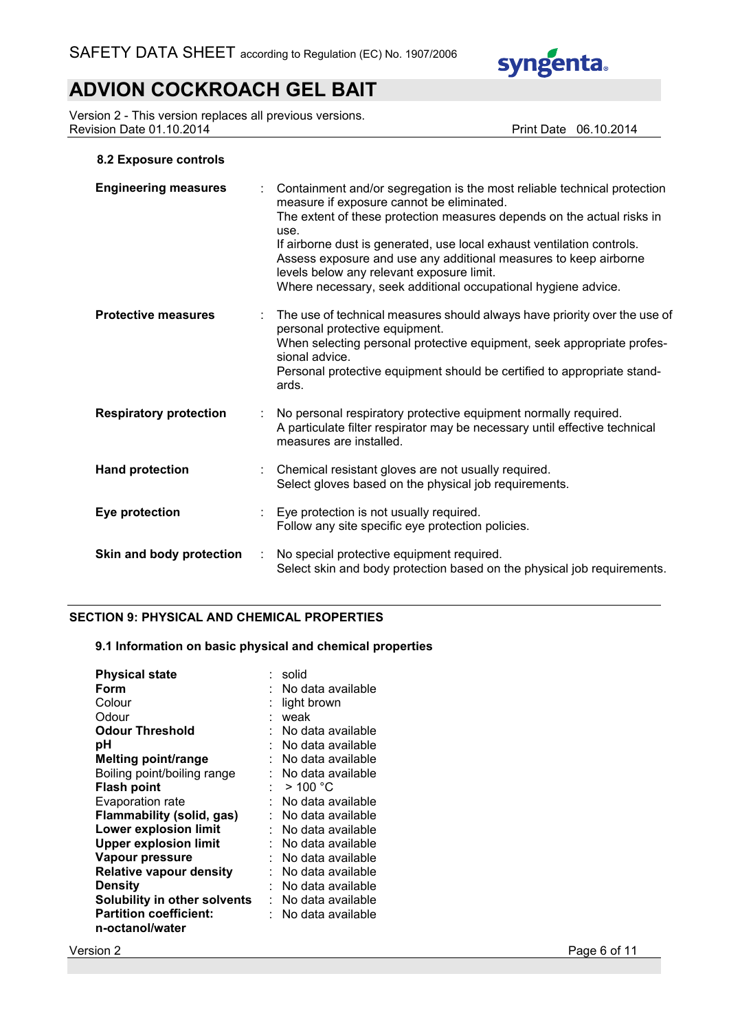#### 8.2 Exposure controls

**Engineering measures** : Containment and/or segregation is the most reliable technical protection measure if exposure cannot be eliminated.
The extent of these protection measures depends on the actual risks in use.
If airborne dust is generated, use local exhaust ventilation controls.
Assess exposure and use any additional measures to keep airborne levels below any relevant exposure limit.
Where necessary, seek additional occupational hygiene advice.

**Protective measures** : The use of technical measures should always have priority over the use of personal protective equipment.
When selecting personal protective equipment, seek appropriate professional advice.
Personal protective equipment should be certified to appropriate standards.

**Respiratory protection** : No personal respiratory protective equipment normally required.
A particulate filter respirator may be necessary until effective technical measures are installed.

**Hand protection** : Chemical resistant gloves are not usually required.
Select gloves based on the physical job requirements.

**Eye protection** : Eye protection is not usually required.
Follow any site specific eye protection policies.

**Skin and body protection** : No special protective equipment required.
Select skin and body protection based on the physical job requirements.

## SECTION 9: PHYSICAL AND CHEMICAL PROPERTIES

### 9.1 Information on basic physical and chemical properties

| | |
|---|---|
| **Physical state** | : solid |
| **Form** | : No data available |
| Colour | : light brown |
| Odour | : weak |
| **Odour Threshold** | : No data available |
| **pH** | : No data available |
| **Melting point/range** | : No data available |
| Boiling point/boiling range | : No data available |
| **Flash point** | : > 100 °C |
| Evaporation rate | : No data available |
| **Flammability (solid, gas)** | : No data available |
| **Lower explosion limit** | : No data available |
| **Upper explosion limit** | : No data available |
| **Vapour pressure** | : No data available |
| **Relative vapour density** | : No data available |
| **Density** | : No data available |
| **Solubility in other solvents** | : No data available |
| **Partition coefficient: n-octanol/water** | : No data available |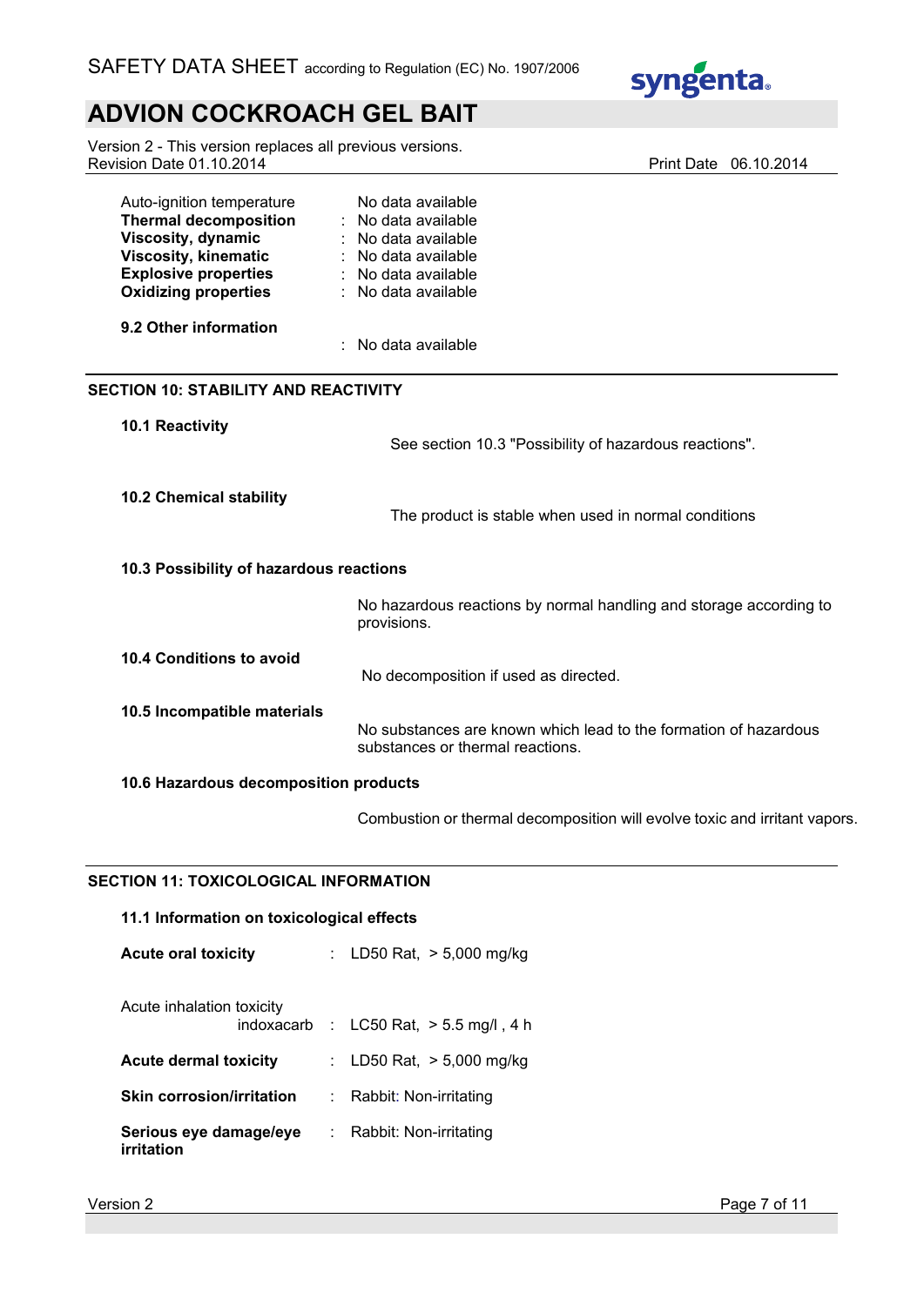| | | |
|---|---|---|
| Auto-ignition temperature | | No data available |
| **Thermal decomposition** | : | No data available |
| **Viscosity, dynamic** | : | No data available |
| **Viscosity, kinematic** | : | No data available |
| **Explosive properties** | : | No data available |
| **Oxidizing properties** | : | No data available |

**9.2 Other information**

: No data available

## SECTION 10: STABILITY AND REACTIVITY

**10.1 Reactivity**

See section 10.3 "Possibility of hazardous reactions".

**10.2 Chemical stability**

The product is stable when used in normal conditions

**10.3 Possibility of hazardous reactions**

No hazardous reactions by normal handling and storage according to provisions.

**10.4 Conditions to avoid**

No decomposition if used as directed.

**10.5 Incompatible materials**

No substances are known which lead to the formation of hazardous substances or thermal reactions.

**10.6 Hazardous decomposition products**

Combustion or thermal decomposition will evolve toxic and irritant vapors.

## SECTION 11: TOXICOLOGICAL INFORMATION

**11.1 Information on toxicological effects**

**Acute oral toxicity** : LD50 Rat, > 5,000 mg/kg

Acute inhalation toxicity
indoxacarb : LC50 Rat, > 5.5 mg/l , 4 h

**Acute dermal toxicity** : LD50 Rat, > 5,000 mg/kg

**Skin corrosion/irritation** : Rabbit: Non-irritating

**Serious eye damage/eye irritation** : Rabbit: Non-irritating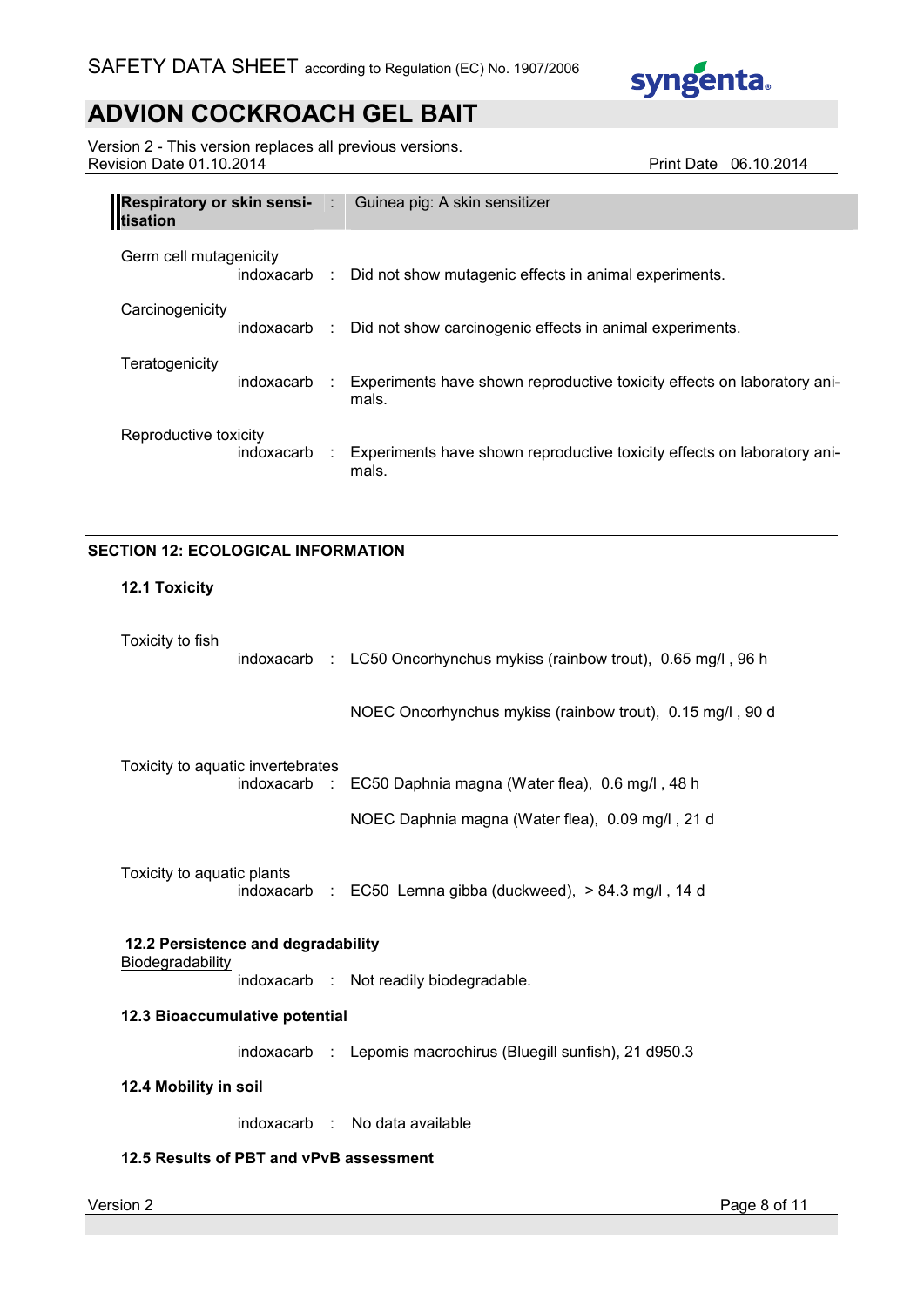| | | |
|---|---|---|
| **Respiratory or skin sensitisation** | : | Guinea pig: A skin sensitizer |

Germ cell mutagenicity

indoxacarb : Did not show mutagenic effects in animal experiments.

Carcinogenicity

indoxacarb : Did not show carcinogenic effects in animal experiments.

Teratogenicity

indoxacarb : Experiments have shown reproductive toxicity effects on laboratory animals.

Reproductive toxicity

indoxacarb : Experiments have shown reproductive toxicity effects on laboratory animals.

## SECTION 12: ECOLOGICAL INFORMATION

### 12.1 Toxicity

Toxicity to fish

indoxacarb : LC50 Oncorhynchus mykiss (rainbow trout), 0.65 mg/l , 96 h

NOEC Oncorhynchus mykiss (rainbow trout), 0.15 mg/l , 90 d

Toxicity to aquatic invertebrates

indoxacarb : EC50 Daphnia magna (Water flea), 0.6 mg/l , 48 h

NOEC Daphnia magna (Water flea), 0.09 mg/l , 21 d

Toxicity to aquatic plants

indoxacarb : EC50 Lemna gibba (duckweed), > 84.3 mg/l , 14 d

### 12.2 Persistence and degradability

Biodegradability

indoxacarb : Not readily biodegradable.

### 12.3 Bioaccumulative potential

indoxacarb : Lepomis macrochirus (Bluegill sunfish), 21 d950.3

### 12.4 Mobility in soil

indoxacarb : No data available

### 12.5 Results of PBT and vPvB assessment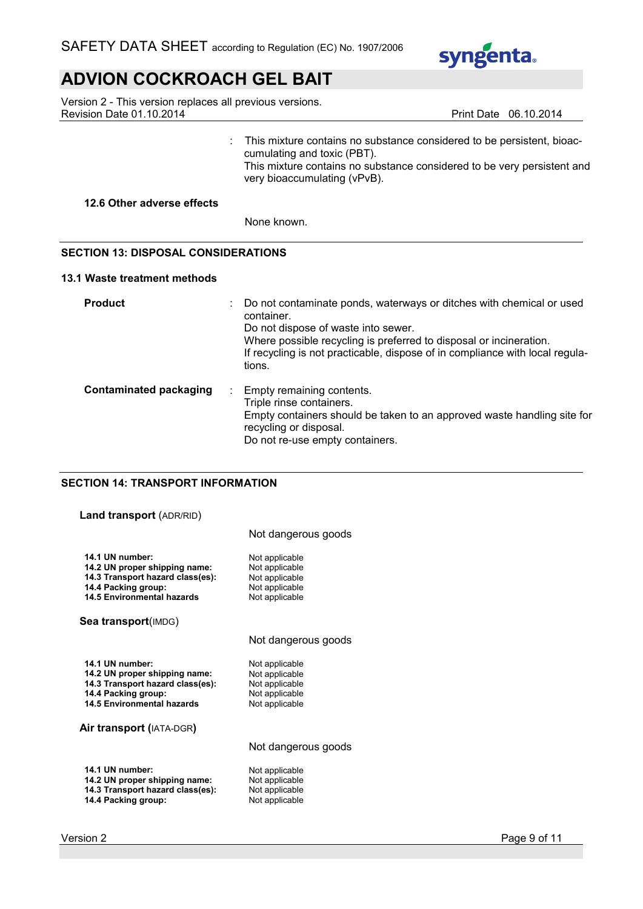: This mixture contains no substance considered to be persistent, bioaccumulating and toxic (PBT).
This mixture contains no substance considered to be very persistent and very bioaccumulating (vPvB).

**12.6 Other adverse effects**

None known.

## SECTION 13: DISPOSAL CONSIDERATIONS

### 13.1 Waste treatment methods

**Product** : Do not contaminate ponds, waterways or ditches with chemical or used container.
Do not dispose of waste into sewer.
Where possible recycling is preferred to disposal or incineration.
If recycling is not practicable, dispose of in compliance with local regulations.

**Contaminated packaging** : Empty remaining contents.
Triple rinse containers.
Empty containers should be taken to an approved waste handling site for recycling or disposal.
Do not re-use empty containers.

## SECTION 14: TRANSPORT INFORMATION

**Land transport** (ADR/RID)

Not dangerous goods

| | |
|---|---|
| **14.1 UN number:** | Not applicable |
| **14.2 UN proper shipping name:** | Not applicable |
| **14.3 Transport hazard class(es):** | Not applicable |
| **14.4 Packing group:** | Not applicable |
| **14.5 Environmental hazards** | Not applicable |

**Sea transport**(IMDG)

Not dangerous goods

| | |
|---|---|
| **14.1 UN number:** | Not applicable |
| **14.2 UN proper shipping name:** | Not applicable |
| **14.3 Transport hazard class(es):** | Not applicable |
| **14.4 Packing group:** | Not applicable |
| **14.5 Environmental hazards** | Not applicable |

**Air transport (**IATA-DGR**)**

Not dangerous goods

| | |
|---|---|
| **14.1 UN number:** | Not applicable |
| **14.2 UN proper shipping name:** | Not applicable |
| **14.3 Transport hazard class(es):** | Not applicable |
| **14.4 Packing group:** | Not applicable |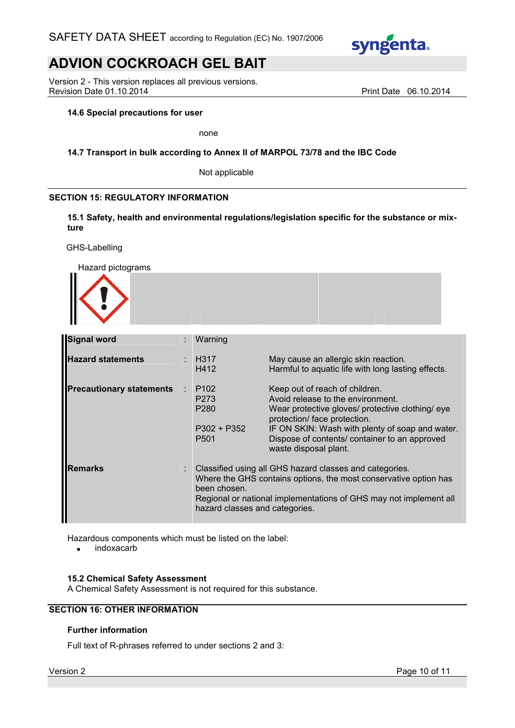### 14.6 Special precautions for user

none

### 14.7 Transport in bulk according to Annex II of MARPOL 73/78 and the IBC Code

Not applicable

## SECTION 15: REGULATORY INFORMATION

### 15.1 Safety, health and environmental regulations/legislation specific for the substance or mixture

GHS-Labelling

Hazard pictograms

| | | | |
|---|---|---|---|
| **Signal word** | : | Warning | |
| **Hazard statements** | : | H317<br>H412 | May cause an allergic skin reaction.<br>Harmful to aquatic life with long lasting effects. |
| **Precautionary statements** | : | P102<br>P273<br>P280<br><br>P302 + P352<br>P501 | Keep out of reach of children.<br>Avoid release to the environment.<br>Wear protective gloves/ protective clothing/ eye protection/ face protection.<br>IF ON SKIN: Wash with plenty of soap and water.<br>Dispose of contents/ container to an approved waste disposal plant. |
| **Remarks** | : | Classified using all GHS hazard classes and categories.<br>Where the GHS contains options, the most conservative option has been chosen.<br>Regional or national implementations of GHS may not implement all hazard classes and categories. | |

Hazardous components which must be listed on the label:

- indoxacarb

### 15.2 Chemical Safety Assessment

A Chemical Safety Assessment is not required for this substance.

## SECTION 16: OTHER INFORMATION

### Further information

Full text of R-phrases referred to under sections 2 and 3: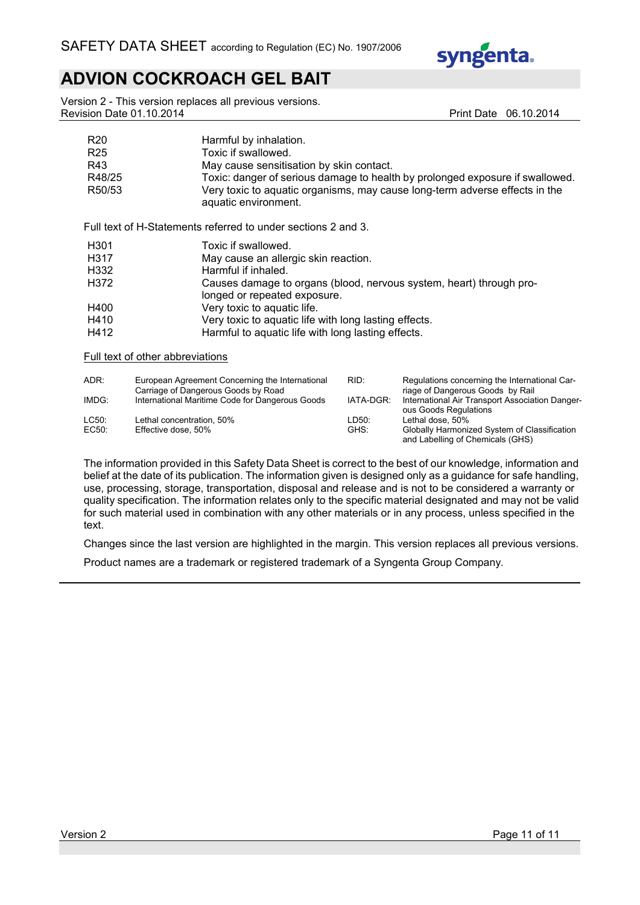| | |
|---|---|
| R20 | Harmful by inhalation. |
| R25 | Toxic if swallowed. |
| R43 | May cause sensitisation by skin contact. |
| R48/25 | Toxic: danger of serious damage to health by prolonged exposure if swallowed. |
| R50/53 | Very toxic to aquatic organisms, may cause long-term adverse effects in the aquatic environment. |

Full text of H-Statements referred to under sections 2 and 3.

| | |
|---|---|
| H301 | Toxic if swallowed. |
| H317 | May cause an allergic skin reaction. |
| H332 | Harmful if inhaled. |
| H372 | Causes damage to organs (blood, nervous system, heart) through prolonged or repeated exposure. |
| H400 | Very toxic to aquatic life. |
| H410 | Very toxic to aquatic life with long lasting effects. |
| H412 | Harmful to aquatic life with long lasting effects. |

Full text of other abbreviations

| | | | |
|---|---|---|---|
| ADR: | European Agreement Concerning the International Carriage of Dangerous Goods by Road | RID: | Regulations concerning the International Carriage of Dangerous Goods by Rail |
| IMDG: | International Maritime Code for Dangerous Goods | IATA-DGR: | International Air Transport Association Dangerous Goods Regulations |
| LC50: | Lethal concentration, 50% | LD50: | Lethal dose, 50% |
| EC50: | Effective dose, 50% | GHS: | Globally Harmonized System of Classification and Labelling of Chemicals (GHS) |

The information provided in this Safety Data Sheet is correct to the best of our knowledge, information and belief at the date of its publication. The information given is designed only as a guidance for safe handling, use, processing, storage, transportation, disposal and release and is not to be considered a warranty or quality specification. The information relates only to the specific material designated and may not be valid for such material used in combination with any other materials or in any process, unless specified in the text.

Changes since the last version are highlighted in the margin. This version replaces all previous versions.

Product names are a trademark or registered trademark of a Syngenta Group Company.